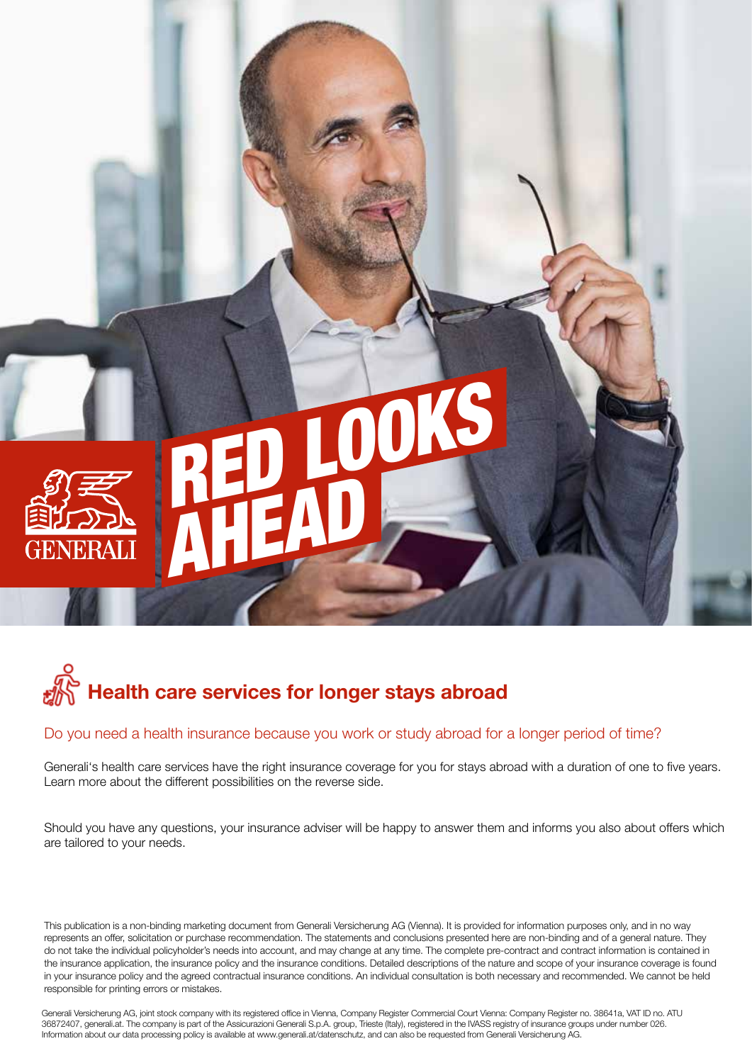# RED LOOKS AHEAD

GENERALI

## Health care services for longer stays abroad

### Do you need a health insurance because you work or study abroad for a longer period of time?

Generali's health care services have the right insurance coverage for you for stays abroad with a duration of one to five years. Learn more about the different possibilities on the reverse side.

Should you have any questions, your insurance adviser will be happy to answer them and informs you also about offers which are tailored to your needs.

This publication is a non-binding marketing document from Generali Versicherung AG (Vienna). It is provided for information purposes only, and in no way represents an offer, solicitation or purchase recommendation. The statements and conclusions presented here are non-binding and of a general nature. They do not take the individual policyholder's needs into account, and may change at any time. The complete pre-contract and contract information is contained in the insurance application, the insurance policy and the insurance conditions. Detailed descriptions of the nature and scope of your insurance coverage is found in your insurance policy and the agreed contractual insurance conditions. An individual consultation is both necessary and recommended. We cannot be held responsible for printing errors or mistakes.

Generali Versicherung AG, joint stock company with its registered office in Vienna, Company Register Commercial Court Vienna: Company Register no. 38641a, VAT ID no. ATU 36872407, generali.at. The company is part of the Assicurazioni Generali S.p.A. group, Trieste (Italy), registered in the IVASS registry of insurance groups under number 026. Information about our data processing policy is available at www.generali.at/datenschutz, and can also be requested from Generali Versicherung AG.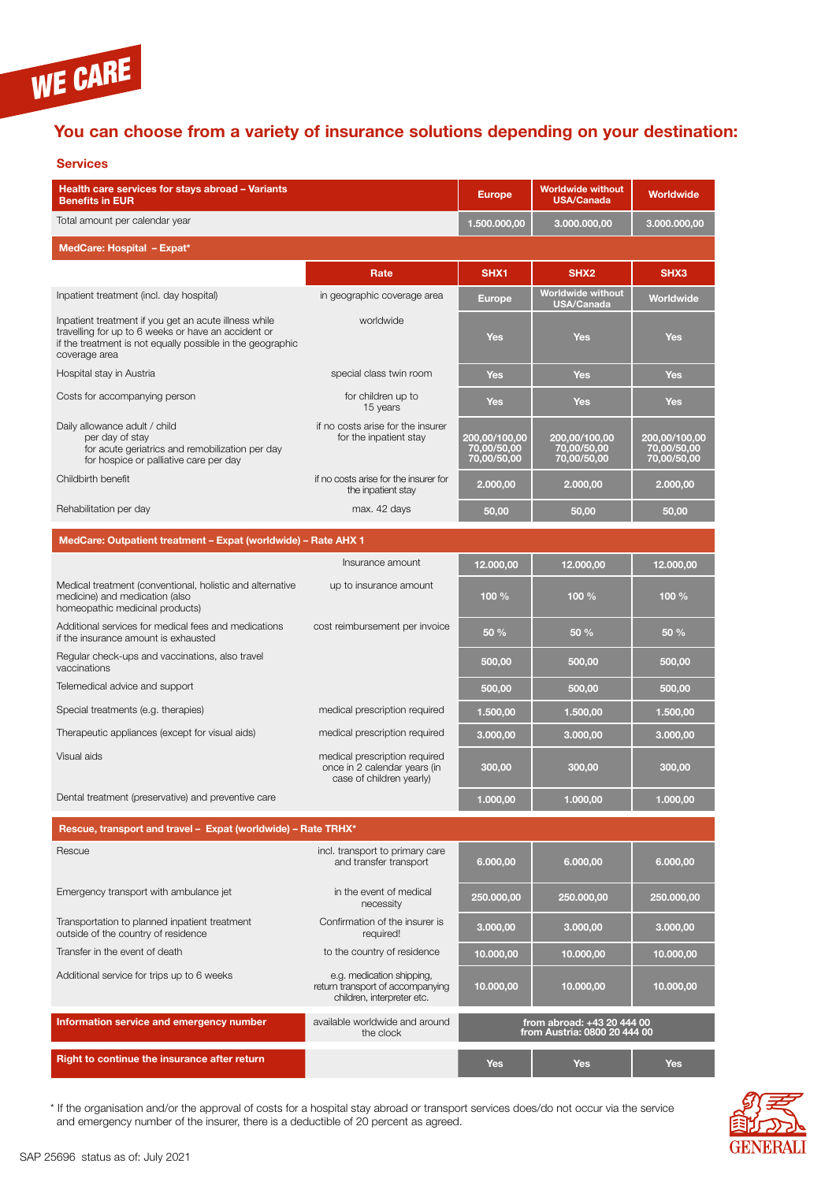# WE CARE

## You can choose from a variety of insurance solutions depending on your destination:

### Services

| Health care services for stays abroad – Variants Benefits in EUR | | Europe | Worldwide without USA/Canada | Worldwide |
|---|---|---|---|---|
| Total amount per calendar year | | 1.500.000,00 | 3.000.000,00 | 3.000.000,00 |
| **MedCare: Hospital – Expat*** | | | | |
| | Rate | SHX1 | SHX2 | SHX3 |
| Inpatient treatment (incl. day hospital) | in geographic coverage area | Europe | Worldwide without USA/Canada | Worldwide |
| Inpatient treatment if you get an acute illness while travelling for up to 6 weeks or have an accident or if the treatment is not equally possible in the geographic coverage area | worldwide | Yes | Yes | Yes |
| Hospital stay in Austria | special class twin room | Yes | Yes | Yes |
| Costs for accompanying person | for children up to 15 years | Yes | Yes | Yes |
| Daily allowance adult / child per day of stay for acute geriatrics and remobilization per day for hospice or palliative care per day | if no costs arise for the insurer for the inpatient stay | 200,00/100,00 70,00/50,00 70,00/50,00 | 200,00/100,00 70,00/50,00 70,00/50,00 | 200,00/100,00 70,00/50,00 70,00/50,00 |
| Childbirth benefit | if no costs arise for the insurer for the inpatient stay | 2.000,00 | 2.000,00 | 2.000,00 |
| Rehabilitation per day | max. 42 days | 50,00 | 50,00 | 50,00 |
| **MedCare: Outpatient treatment – Expat (worldwide) – Rate AHX 1** | | | | |
| | Insurance amount | 12.000,00 | 12.000,00 | 12.000,00 |
| Medical treatment (conventional, holistic and alternative medicine) and medication (also homeopathic medicinal products) | up to insurance amount | 100 % | 100 % | 100 % |
| Additional services for medical fees and medications if the insurance amount is exhausted | cost reimbursement per invoice | 50 % | 50 % | 50 % |
| Regular check-ups and vaccinations, also travel vaccinations | | 500,00 | 500,00 | 500,00 |
| Telemedical advice and support | | 500,00 | 500,00 | 500,00 |
| Special treatments (e.g. therapies) | medical prescription required | 1.500,00 | 1.500,00 | 1.500,00 |
| Therapeutic appliances (except for visual aids) | medical prescription required | 3.000,00 | 3.000,00 | 3.000,00 |
| Visual aids | medical prescription required once in 2 calendar years (in case of children yearly) | 300,00 | 300,00 | 300,00 |
| Dental treatment (preservative) and preventive care | | 1.000,00 | 1.000,00 | 1.000,00 |
| **Rescue, transport and travel – Expat (worldwide) – Rate TRHX*** | | | | |
| Rescue | incl. transport to primary care and transfer transport | 6.000,00 | 6.000,00 | 6.000,00 |
| Emergency transport with ambulance jet | in the event of medical necessity | 250.000,00 | 250.000,00 | 250.000,00 |
| Transportation to planned inpatient treatment outside of the country of residence | Confirmation of the insurer is required! | 3.000,00 | 3.000,00 | 3.000,00 |
| Transfer in the event of death | to the country of residence | 10.000,00 | 10.000,00 | 10.000,00 |
| Additional service for trips up to 6 weeks | e.g. medication shipping, return transport of accompanying children, interpreter etc. | 10.000,00 | 10.000,00 | 10.000,00 |
| **Information service and emergency number** | available worldwide and around the clock | from abroad: +43 20 444 00 from Austria: 0800 20 444 00 | | |
| **Right to continue the insurance after return** | | Yes | Yes | Yes |

\* If the organisation and/or the approval of costs for a hospital stay abroad or transport services does/do not occur via the service and emergency number of the insurer, there is a deductible of 20 percent as agreed.

SAP 25696 status as of: July 2021

GENERALI